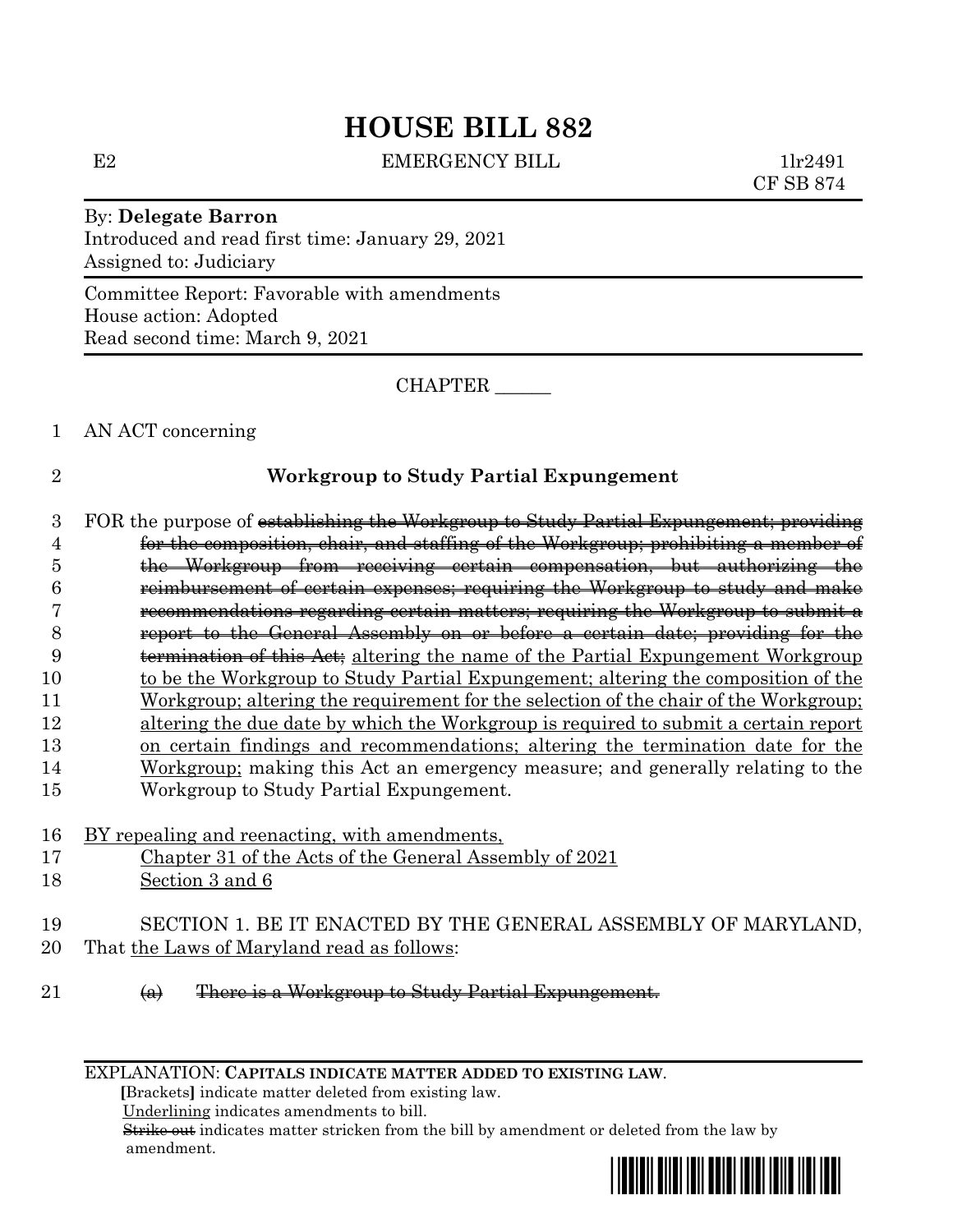# HOUSE BILL 882

E2 EMERGENCY BILL 1lr2491
CF SB 874

By: **Delegate Barron**
Introduced and read first time: January 29, 2021
Assigned to: Judiciary

Committee Report: Favorable with amendments
House action: Adopted
Read second time: March 9, 2021

CHAPTER ______

1 AN ACT concerning

2 **Workgroup to Study Partial Expungement**

3 FOR the purpose of ~~establishing the Workgroup to Study Partial Expungement; providing~~
4 ~~for the composition, chair, and staffing of the Workgroup; prohibiting a member of~~
5 ~~the Workgroup from receiving certain compensation, but authorizing the~~
6 ~~reimbursement of certain expenses; requiring the Workgroup to study and make~~
7 ~~recommendations regarding certain matters; requiring the Workgroup to submit a~~
8 ~~report to the General Assembly on or before a certain date; providing for the~~
9 ~~termination of this Act;~~ <u>altering the name of the Partial Expungement Workgroup</u>
10 <u>to be the Workgroup to Study Partial Expungement; altering the composition of the</u>
11 <u>Workgroup; altering the requirement for the selection of the chair of the Workgroup;</u>
12 <u>altering the due date by which the Workgroup is required to submit a certain report</u>
13 <u>on certain findings and recommendations; altering the termination date for the</u>
14 <u>Workgroup;</u> making this Act an emergency measure; and generally relating to the
15 Workgroup to Study Partial Expungement.

16 <u>BY repealing and reenacting, with amendments,</u>
17 <u>Chapter 31 of the Acts of the General Assembly of 2021</u>
18 <u>Section 3 and 6</u>

19 SECTION 1. BE IT ENACTED BY THE GENERAL ASSEMBLY OF MARYLAND,
20 That <u>the Laws of Maryland read as follows</u>:

21 ~~(a) There is a Workgroup to Study Partial Expungement.~~

EXPLANATION: **CAPITALS INDICATE MATTER ADDED TO EXISTING LAW.**
**[**Brackets**]** indicate matter deleted from existing law.
<u>Underlining</u> indicates amendments to bill.
~~Strike out~~ indicates matter stricken from the bill by amendment or deleted from the law by amendment.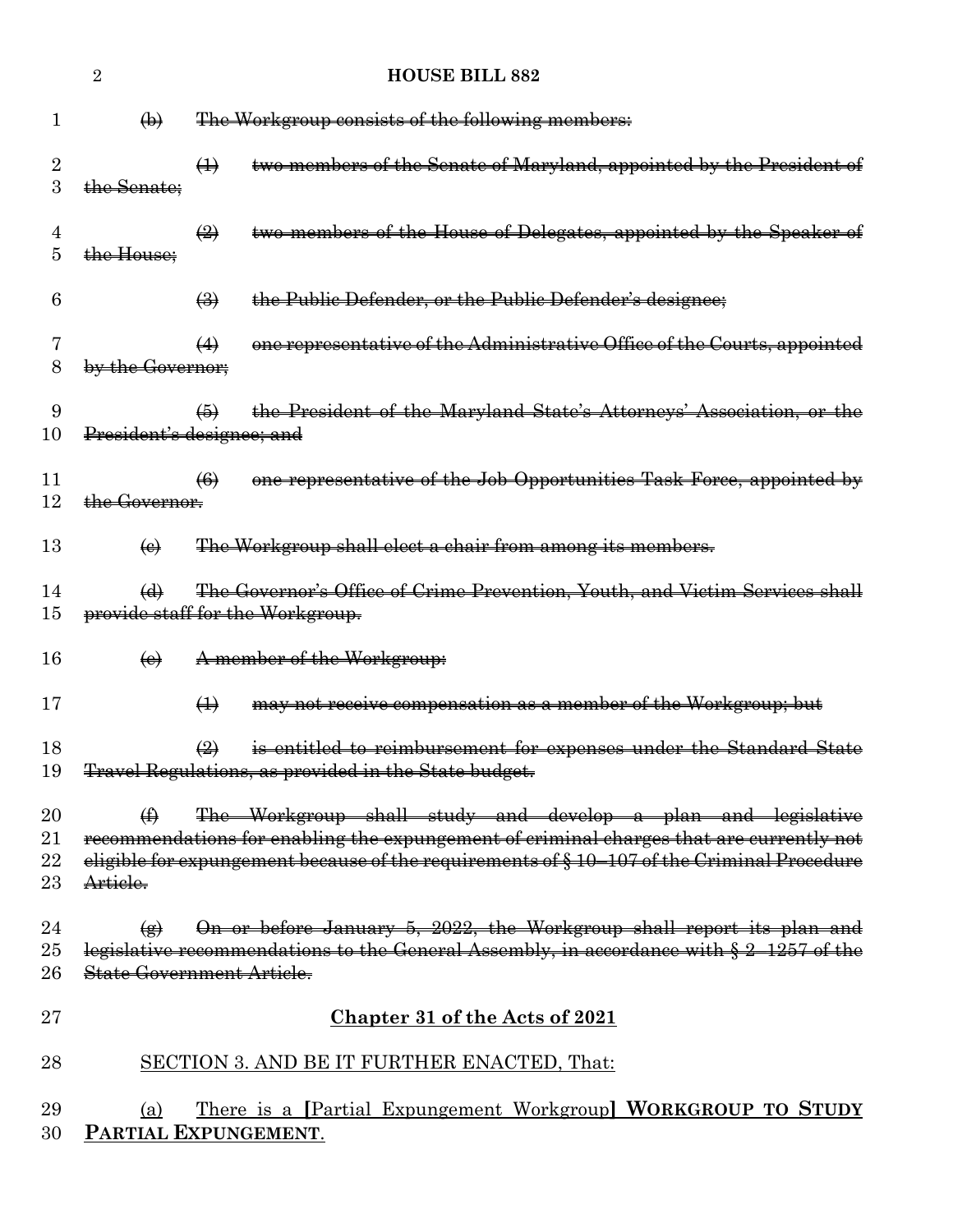~~(b) The Workgroup consists of the following members:~~

~~(1) two members of the Senate of Maryland, appointed by the President of the Senate;~~

~~(2) two members of the House of Delegates, appointed by the Speaker of the House;~~

~~(3) the Public Defender, or the Public Defender's designee;~~

~~(4) one representative of the Administrative Office of the Courts, appointed by the Governor;~~

~~(5) the President of the Maryland State's Attorneys' Association, or the President's designee; and~~

~~(6) one representative of the Job Opportunities Task Force, appointed by the Governor.~~

~~(c) The Workgroup shall elect a chair from among its members.~~

~~(d) The Governor's Office of Crime Prevention, Youth, and Victim Services shall provide staff for the Workgroup.~~

~~(e) A member of the Workgroup:~~

~~(1) may not receive compensation as a member of the Workgroup; but~~

~~(2) is entitled to reimbursement for expenses under the Standard State Travel Regulations, as provided in the State budget.~~

~~(f) The Workgroup shall study and develop a plan and legislative recommendations for enabling the expungement of criminal charges that are currently not eligible for expungement because of the requirements of § 10–107 of the Criminal Procedure Article.~~

~~(g) On or before January 5, 2022, the Workgroup shall report its plan and legislative recommendations to the General Assembly, in accordance with § 2–1257 of the State Government Article.~~

<u>**Chapter 31 of the Acts of 2021**</u>

<u>SECTION 3. AND BE IT FURTHER ENACTED, That:</u>

<u>(a) There is a</u> **[**<u>Partial Expungement Workgroup</u>**] WORKGROUP TO STUDY PARTIAL EXPUNGEMENT**<u>.</u>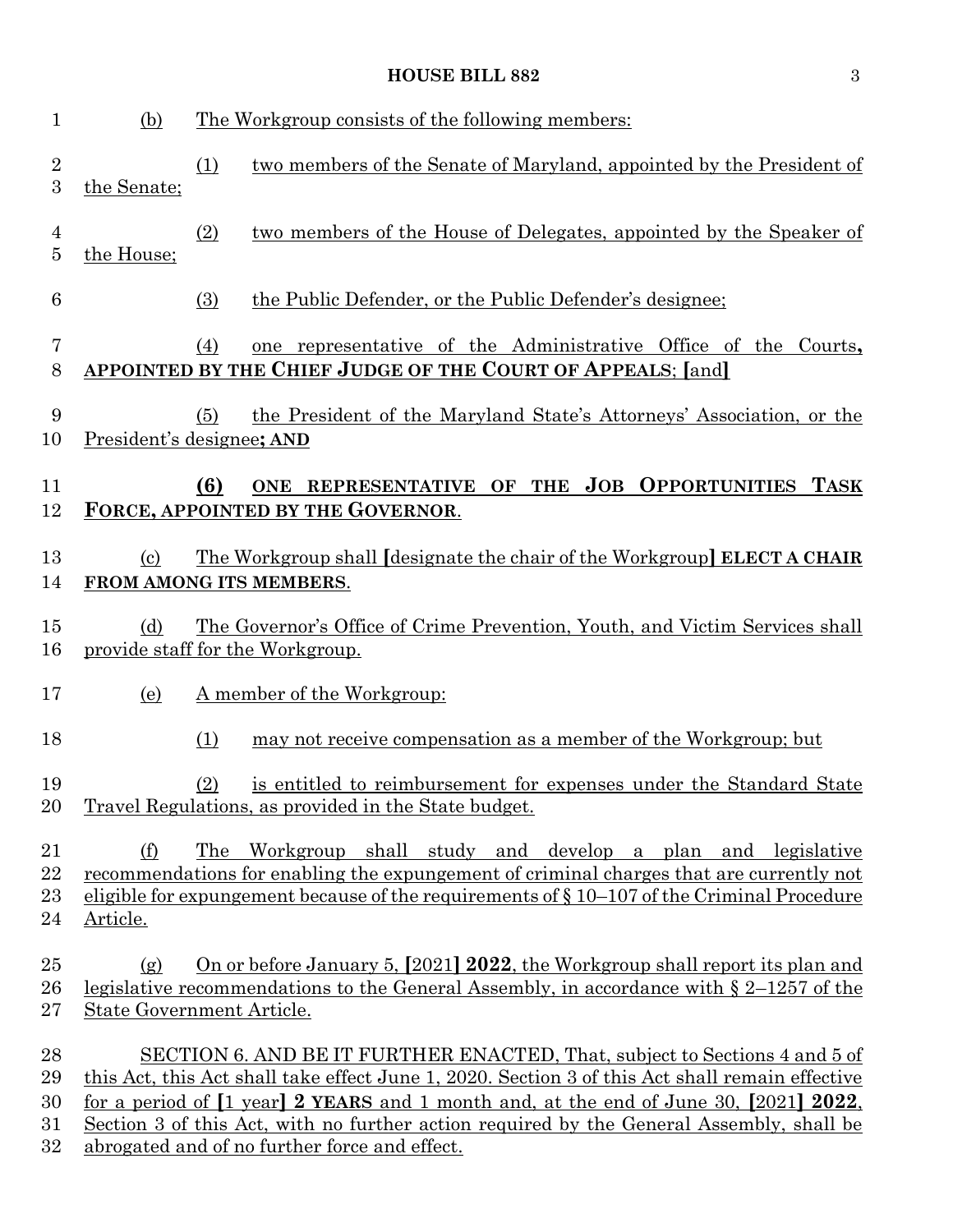(b) The Workgroup consists of the following members:

(1) two members of the Senate of Maryland, appointed by the President of the Senate;

(2) two members of the House of Delegates, appointed by the Speaker of the House;

(3) the Public Defender, or the Public Defender's designee;

(4) one representative of the Administrative Office of the Courts**, APPOINTED BY THE CHIEF JUDGE OF THE COURT OF APPEALS**; **[**and**]**

(5) the President of the Maryland State's Attorneys' Association, or the President's designee**; AND**

**(6) ONE REPRESENTATIVE OF THE JOB OPPORTUNITIES TASK FORCE, APPOINTED BY THE GOVERNOR**.

(c) The Workgroup shall **[**designate the chair of the Workgroup**] ELECT A CHAIR FROM AMONG ITS MEMBERS**.

(d) The Governor's Office of Crime Prevention, Youth, and Victim Services shall provide staff for the Workgroup.

(e) A member of the Workgroup:

(1) may not receive compensation as a member of the Workgroup; but

(2) is entitled to reimbursement for expenses under the Standard State Travel Regulations, as provided in the State budget.

(f) The Workgroup shall study and develop a plan and legislative recommendations for enabling the expungement of criminal charges that are currently not eligible for expungement because of the requirements of § 10–107 of the Criminal Procedure Article.

(g) On or before January 5, **[**2021**] 2022**, the Workgroup shall report its plan and legislative recommendations to the General Assembly, in accordance with § 2–1257 of the State Government Article.

SECTION 6. AND BE IT FURTHER ENACTED, That, subject to Sections 4 and 5 of this Act, this Act shall take effect June 1, 2020. Section 3 of this Act shall remain effective for a period of **[**1 year**] 2 YEARS** and 1 month and, at the end of June 30, **[**2021**] 2022**, Section 3 of this Act, with no further action required by the General Assembly, shall be abrogated and of no further force and effect.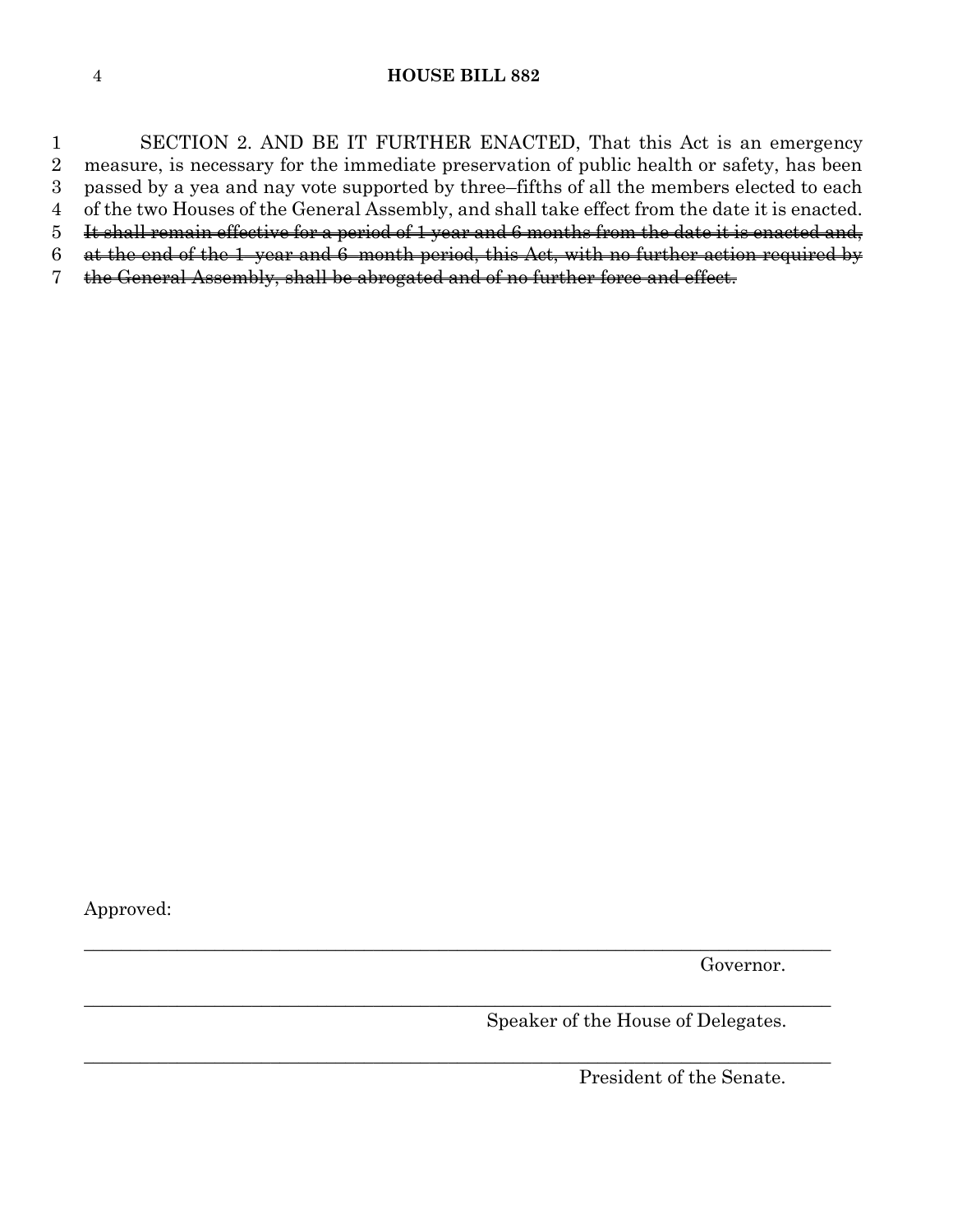SECTION 2. AND BE IT FURTHER ENACTED, That this Act is an emergency measure, is necessary for the immediate preservation of public health or safety, has been passed by a yea and nay vote supported by three–fifths of all the members elected to each of the two Houses of the General Assembly, and shall take effect from the date it is enacted. ~~It shall remain effective for a period of 1 year and 6 months from the date it is enacted and, at the end of the 1–year and 6–month period, this Act, with no further action required by the General Assembly, shall be abrogated and of no further force and effect.~~

Approved:

________________________________________________________________________________

Governor.

________________________________________________________________________________

Speaker of the House of Delegates.

________________________________________________________________________________

President of the Senate.